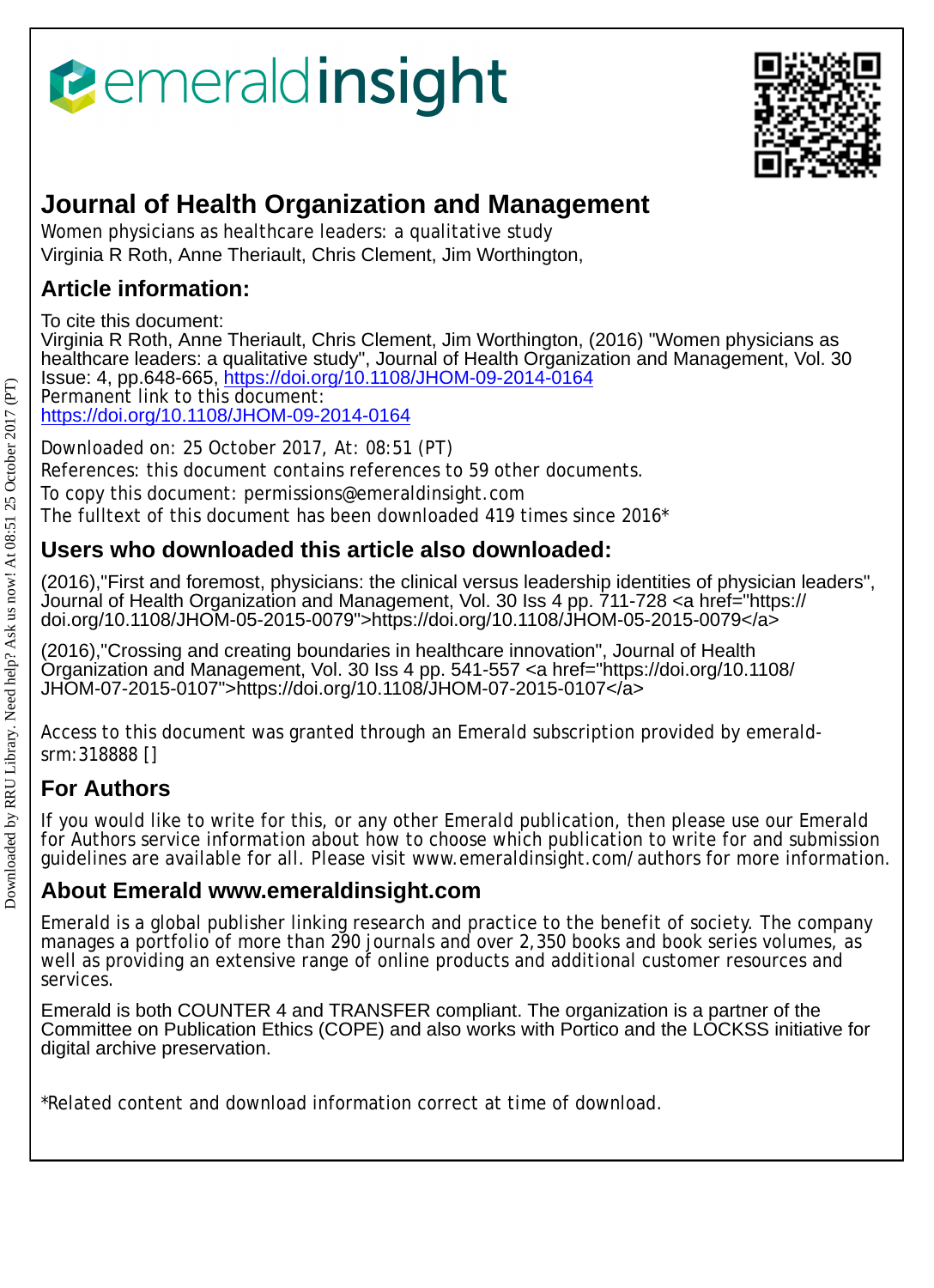# Journal of Health Organization and Management

Women physicians as healthcare leaders: a qualitative study
Virginia R Roth, Anne Theriault, Chris Clement, Jim Worthington,

## Article information:

To cite this document:
Virginia R Roth, Anne Theriault, Chris Clement, Jim Worthington, (2016) "Women physicians as healthcare leaders: a qualitative study", Journal of Health Organization and Management, Vol. 30 Issue: 4, pp.648-665, https://doi.org/10.1108/JHOM-09-2014-0164
Permanent link to this document:
https://doi.org/10.1108/JHOM-09-2014-0164

Downloaded on: 25 October 2017, At: 08:51 (PT)
References: this document contains references to 59 other documents.
To copy this document: permissions@emeraldinsight.com
The fulltext of this document has been downloaded 419 times since 2016*

## Users who downloaded this article also downloaded:

(2016),"First and foremost, physicians: the clinical versus leadership identities of physician leaders", Journal of Health Organization and Management, Vol. 30 Iss 4 pp. 711-728 <a href="https://doi.org/10.1108/JHOM-05-2015-0079">https://doi.org/10.1108/JHOM-05-2015-0079</a>

(2016),"Crossing and creating boundaries in healthcare innovation", Journal of Health Organization and Management, Vol. 30 Iss 4 pp. 541-557 <a href="https://doi.org/10.1108/JHOM-07-2015-0107">https://doi.org/10.1108/JHOM-07-2015-0107</a>

Access to this document was granted through an Emerald subscription provided by emerald-srm:318888 []

## For Authors

If you would like to write for this, or any other Emerald publication, then please use our Emerald for Authors service information about how to choose which publication to write for and submission guidelines are available for all. Please visit www.emeraldinsight.com/authors for more information.

## About Emerald www.emeraldinsight.com

Emerald is a global publisher linking research and practice to the benefit of society. The company manages a portfolio of more than 290 journals and over 2,350 books and book series volumes, as well as providing an extensive range of online products and additional customer resources and services.

Emerald is both COUNTER 4 and TRANSFER compliant. The organization is a partner of the Committee on Publication Ethics (COPE) and also works with Portico and the LOCKSS initiative for digital archive preservation.

*Related content and download information correct at time of download.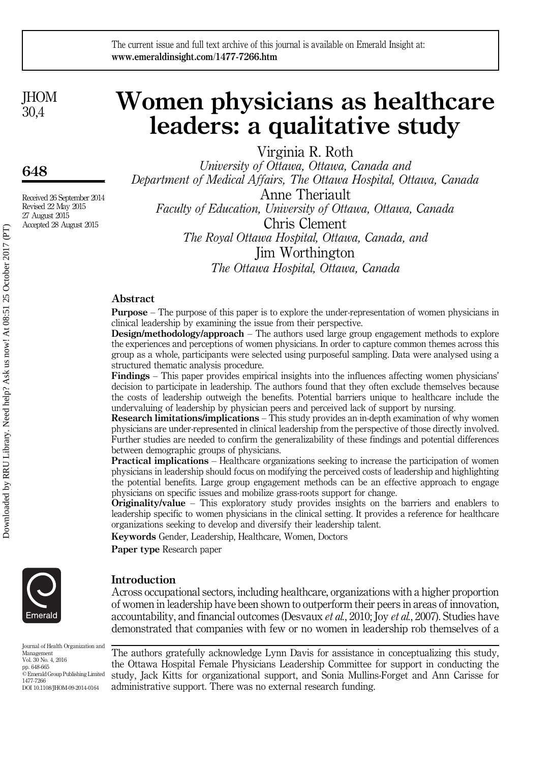# Women physicians as healthcare leaders: a qualitative study

Virginia R. Roth
*University of Ottawa, Ottawa, Canada and*
*Department of Medical Affairs, The Ottawa Hospital, Ottawa, Canada*

Anne Theriault
*Faculty of Education, University of Ottawa, Ottawa, Canada*

Chris Clement
*The Royal Ottawa Hospital, Ottawa, Canada, and*

Jim Worthington
*The Ottawa Hospital, Ottawa, Canada*

Received 26 September 2014
Revised 22 May 2015
27 August 2015
Accepted 28 August 2015

## Abstract

**Purpose** – The purpose of this paper is to explore the under-representation of women physicians in clinical leadership by examining the issue from their perspective.

**Design/methodology/approach** – The authors used large group engagement methods to explore the experiences and perceptions of women physicians. In order to capture common themes across this group as a whole, participants were selected using purposeful sampling. Data were analysed using a structured thematic analysis procedure.

**Findings** – This paper provides empirical insights into the influences affecting women physicians' decision to participate in leadership. The authors found that they often exclude themselves because the costs of leadership outweigh the benefits. Potential barriers unique to healthcare include the undervaluing of leadership by physician peers and perceived lack of support by nursing.

**Research limitations/implications** – This study provides an in-depth examination of why women physicians are under-represented in clinical leadership from the perspective of those directly involved. Further studies are needed to confirm the generalizability of these findings and potential differences between demographic groups of physicians.

**Practical implications** – Healthcare organizations seeking to increase the participation of women physicians in leadership should focus on modifying the perceived costs of leadership and highlighting the potential benefits. Large group engagement methods can be an effective approach to engage physicians on specific issues and mobilize grass-roots support for change.

**Originality/value** – This exploratory study provides insights on the barriers and enablers to leadership specific to women physicians in the clinical setting. It provides a reference for healthcare organizations seeking to develop and diversify their leadership talent.

**Keywords** Gender, Leadership, Healthcare, Women, Doctors

**Paper type** Research paper

## Introduction

Across occupational sectors, including healthcare, organizations with a higher proportion of women in leadership have been shown to outperform their peers in areas of innovation, accountability, and financial outcomes (Desvaux *et al.*, 2010; Joy *et al.*, 2007). Studies have demonstrated that companies with few or no women in leadership rob themselves of a

The authors gratefully acknowledge Lynn Davis for assistance in conceptualizing this study, the Ottawa Hospital Female Physicians Leadership Committee for support in conducting the study, Jack Kitts for organizational support, and Sonia Mullins-Forget and Ann Carisse for administrative support. There was no external research funding.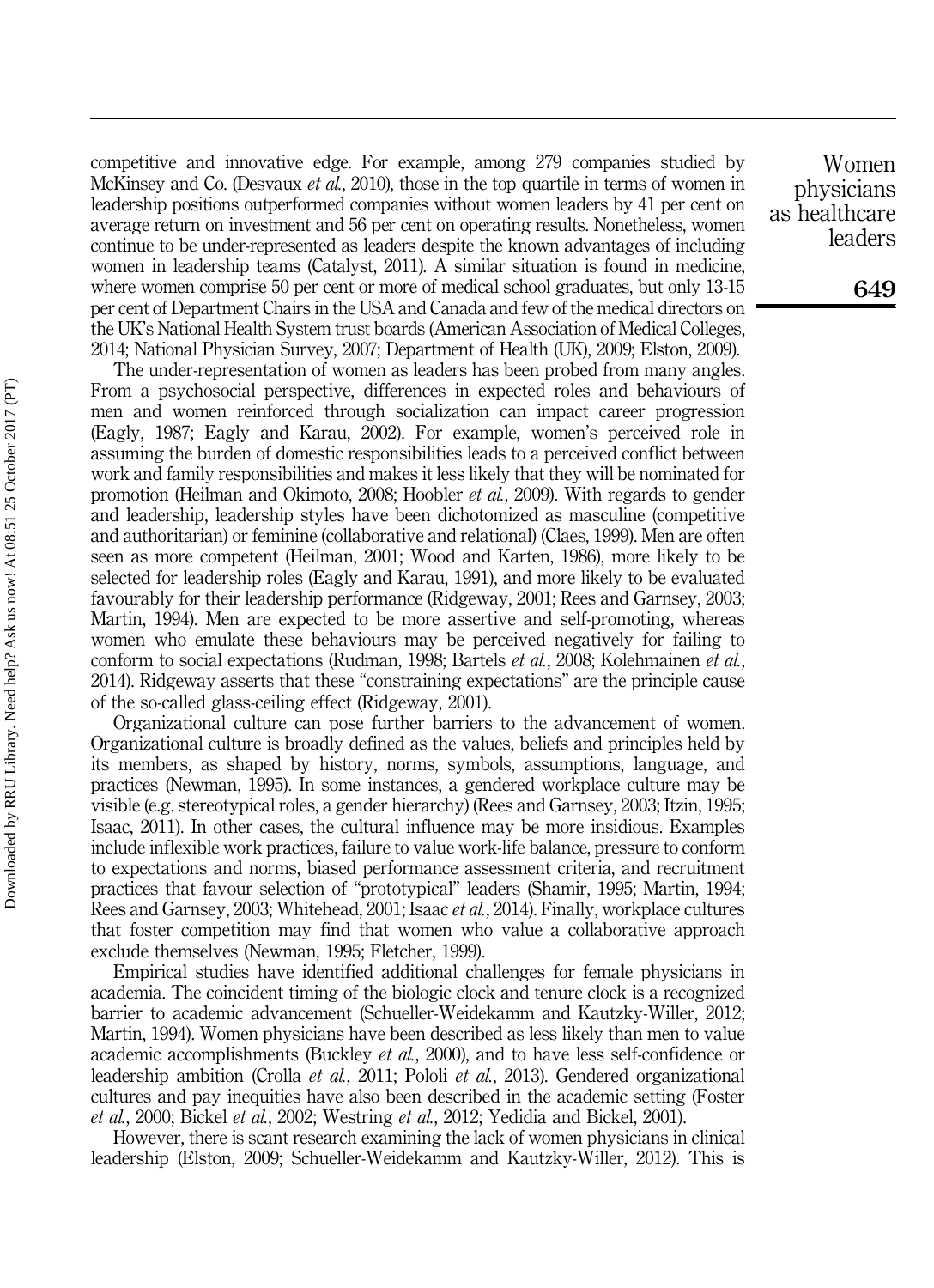competitive and innovative edge. For example, among 279 companies studied by McKinsey and Co. (Desvaux *et al.*, 2010), those in the top quartile in terms of women in leadership positions outperformed companies without women leaders by 41 per cent on average return on investment and 56 per cent on operating results. Nonetheless, women continue to be under-represented as leaders despite the known advantages of including women in leadership teams (Catalyst, 2011). A similar situation is found in medicine, where women comprise 50 per cent or more of medical school graduates, but only 13-15 per cent of Department Chairs in the USA and Canada and few of the medical directors on the UK's National Health System trust boards (American Association of Medical Colleges, 2014; National Physician Survey, 2007; Department of Health (UK), 2009; Elston, 2009).

The under-representation of women as leaders has been probed from many angles. From a psychosocial perspective, differences in expected roles and behaviours of men and women reinforced through socialization can impact career progression (Eagly, 1987; Eagly and Karau, 2002). For example, women's perceived role in assuming the burden of domestic responsibilities leads to a perceived conflict between work and family responsibilities and makes it less likely that they will be nominated for promotion (Heilman and Okimoto, 2008; Hoobler *et al.*, 2009). With regards to gender and leadership, leadership styles have been dichotomized as masculine (competitive and authoritarian) or feminine (collaborative and relational) (Claes, 1999). Men are often seen as more competent (Heilman, 2001; Wood and Karten, 1986), more likely to be selected for leadership roles (Eagly and Karau, 1991), and more likely to be evaluated favourably for their leadership performance (Ridgeway, 2001; Rees and Garnsey, 2003; Martin, 1994). Men are expected to be more assertive and self-promoting, whereas women who emulate these behaviours may be perceived negatively for failing to conform to social expectations (Rudman, 1998; Bartels *et al.*, 2008; Kolehmainen *et al.*, 2014). Ridgeway asserts that these "constraining expectations" are the principle cause of the so-called glass-ceiling effect (Ridgeway, 2001).

Organizational culture can pose further barriers to the advancement of women. Organizational culture is broadly defined as the values, beliefs and principles held by its members, as shaped by history, norms, symbols, assumptions, language, and practices (Newman, 1995). In some instances, a gendered workplace culture may be visible (e.g. stereotypical roles, a gender hierarchy) (Rees and Garnsey, 2003; Itzin, 1995; Isaac, 2011). In other cases, the cultural influence may be more insidious. Examples include inflexible work practices, failure to value work-life balance, pressure to conform to expectations and norms, biased performance assessment criteria, and recruitment practices that favour selection of "prototypical" leaders (Shamir, 1995; Martin, 1994; Rees and Garnsey, 2003; Whitehead, 2001; Isaac *et al.*, 2014). Finally, workplace cultures that foster competition may find that women who value a collaborative approach exclude themselves (Newman, 1995; Fletcher, 1999).

Empirical studies have identified additional challenges for female physicians in academia. The coincident timing of the biologic clock and tenure clock is a recognized barrier to academic advancement (Schueller-Weidekamm and Kautzky-Willer, 2012; Martin, 1994). Women physicians have been described as less likely than men to value academic accomplishments (Buckley *et al.*, 2000), and to have less self-confidence or leadership ambition (Crolla *et al.*, 2011; Pololi *et al.*, 2013). Gendered organizational cultures and pay inequities have also been described in the academic setting (Foster *et al.*, 2000; Bickel *et al.*, 2002; Westring *et al.*, 2012; Yedidia and Bickel, 2001).

However, there is scant research examining the lack of women physicians in clinical leadership (Elston, 2009; Schueller-Weidekamm and Kautzky-Willer, 2012). This is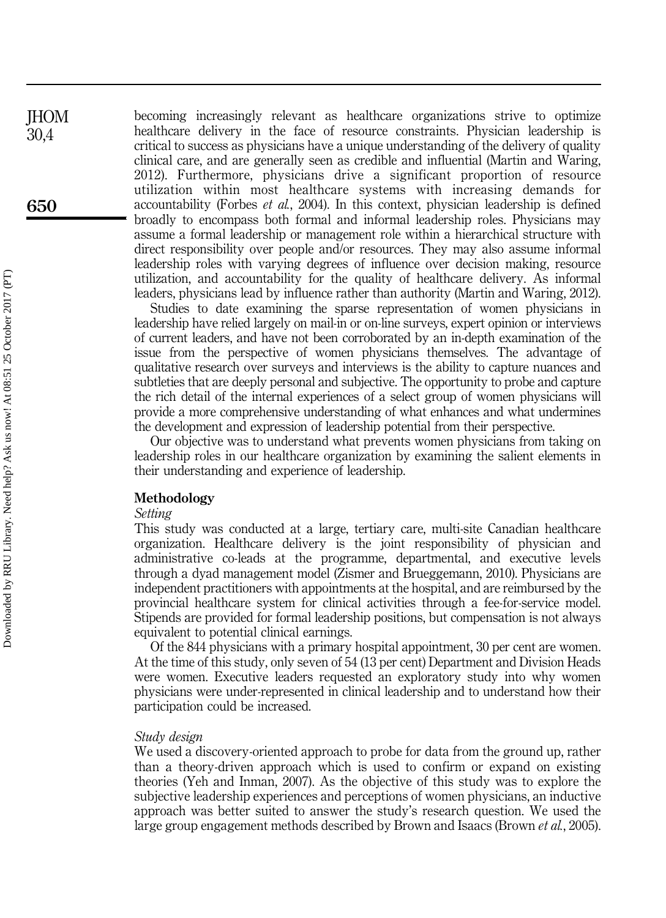becoming increasingly relevant as healthcare organizations strive to optimize healthcare delivery in the face of resource constraints. Physician leadership is critical to success as physicians have a unique understanding of the delivery of quality clinical care, and are generally seen as credible and influential (Martin and Waring, 2012). Furthermore, physicians drive a significant proportion of resource utilization within most healthcare systems with increasing demands for accountability (Forbes *et al.*, 2004). In this context, physician leadership is defined broadly to encompass both formal and informal leadership roles. Physicians may assume a formal leadership or management role within a hierarchical structure with direct responsibility over people and/or resources. They may also assume informal leadership roles with varying degrees of influence over decision making, resource utilization, and accountability for the quality of healthcare delivery. As informal leaders, physicians lead by influence rather than authority (Martin and Waring, 2012).

Studies to date examining the sparse representation of women physicians in leadership have relied largely on mail-in or on-line surveys, expert opinion or interviews of current leaders, and have not been corroborated by an in-depth examination of the issue from the perspective of women physicians themselves. The advantage of qualitative research over surveys and interviews is the ability to capture nuances and subtleties that are deeply personal and subjective. The opportunity to probe and capture the rich detail of the internal experiences of a select group of women physicians will provide a more comprehensive understanding of what enhances and what undermines the development and expression of leadership potential from their perspective.

Our objective was to understand what prevents women physicians from taking on leadership roles in our healthcare organization by examining the salient elements in their understanding and experience of leadership.

## Methodology

### *Setting*

This study was conducted at a large, tertiary care, multi-site Canadian healthcare organization. Healthcare delivery is the joint responsibility of physician and administrative co-leads at the programme, departmental, and executive levels through a dyad management model (Zismer and Brueggemann, 2010). Physicians are independent practitioners with appointments at the hospital, and are reimbursed by the provincial healthcare system for clinical activities through a fee-for-service model. Stipends are provided for formal leadership positions, but compensation is not always equivalent to potential clinical earnings.

Of the 844 physicians with a primary hospital appointment, 30 per cent are women. At the time of this study, only seven of 54 (13 per cent) Department and Division Heads were women. Executive leaders requested an exploratory study into why women physicians were under-represented in clinical leadership and to understand how their participation could be increased.

### *Study design*

We used a discovery-oriented approach to probe for data from the ground up, rather than a theory-driven approach which is used to confirm or expand on existing theories (Yeh and Inman, 2007). As the objective of this study was to explore the subjective leadership experiences and perceptions of women physicians, an inductive approach was better suited to answer the study's research question. We used the large group engagement methods described by Brown and Isaacs (Brown *et al.*, 2005).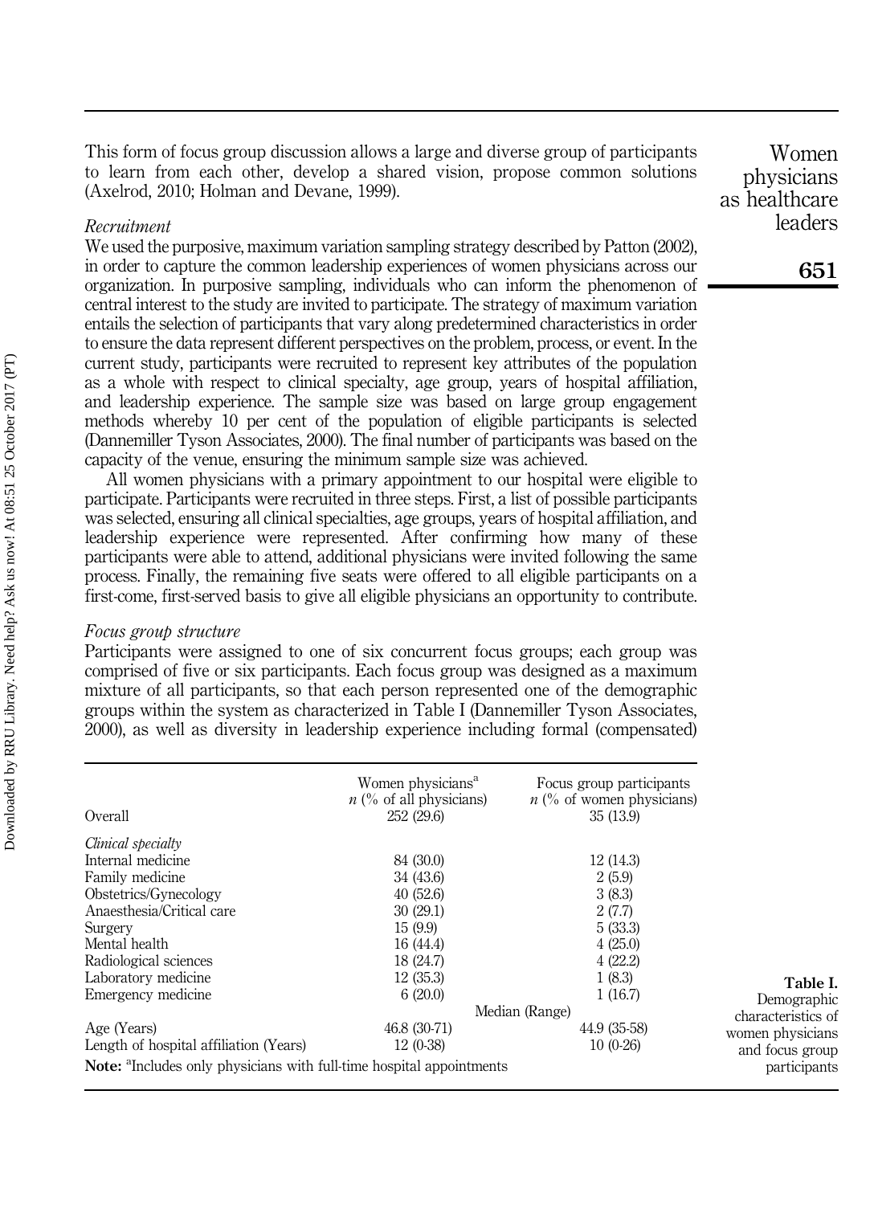This form of focus group discussion allows a large and diverse group of participants to learn from each other, develop a shared vision, propose common solutions (Axelrod, 2010; Holman and Devane, 1999).

*Recruitment*

We used the purposive, maximum variation sampling strategy described by Patton (2002), in order to capture the common leadership experiences of women physicians across our organization. In purposive sampling, individuals who can inform the phenomenon of central interest to the study are invited to participate. The strategy of maximum variation entails the selection of participants that vary along predetermined characteristics in order to ensure the data represent different perspectives on the problem, process, or event. In the current study, participants were recruited to represent key attributes of the population as a whole with respect to clinical specialty, age group, years of hospital affiliation, and leadership experience. The sample size was based on large group engagement methods whereby 10 per cent of the population of eligible participants is selected (Dannemiller Tyson Associates, 2000). The final number of participants was based on the capacity of the venue, ensuring the minimum sample size was achieved.

All women physicians with a primary appointment to our hospital were eligible to participate. Participants were recruited in three steps. First, a list of possible participants was selected, ensuring all clinical specialties, age groups, years of hospital affiliation, and leadership experience were represented. After confirming how many of these participants were able to attend, additional physicians were invited following the same process. Finally, the remaining five seats were offered to all eligible participants on a first-come, first-served basis to give all eligible physicians an opportunity to contribute.

*Focus group structure*

Participants were assigned to one of six concurrent focus groups; each group was comprised of five or six participants. Each focus group was designed as a maximum mixture of all participants, so that each person represented one of the demographic groups within the system as characterized in Table I (Dannemiller Tyson Associates, 2000), as well as diversity in leadership experience including formal (compensated)

**Table I.** Demographic characteristics of women physicians and focus group participants

| Overall | Women physicians[a] *n* (% of all physicians) 252 (29.6) | Focus group participants *n* (% of women physicians) 35 (13.9) |
|---|---|---|
| *Clinical specialty* | | |
| Internal medicine | 84 (30.0) | 12 (14.3) |
| Family medicine | 34 (43.6) | 2 (5.9) |
| Obstetrics/Gynecology | 40 (52.6) | 3 (8.3) |
| Anaesthesia/Critical care | 30 (29.1) | 2 (7.7) |
| Surgery | 15 (9.9) | 5 (33.3) |
| Mental health | 16 (44.4) | 4 (25.0) |
| Radiological sciences | 18 (24.7) | 4 (22.2) |
| Laboratory medicine | 12 (35.3) | 1 (8.3) |
| Emergency medicine | 6 (20.0) | 1 (16.7) |
| | Median (Range) | |
| Age (Years) | 46.8 (30-71) | 44.9 (35-58) |
| Length of hospital affiliation (Years) | 12 (0-38) | 10 (0-26) |

**Note:** [a]Includes only physicians with full-time hospital appointments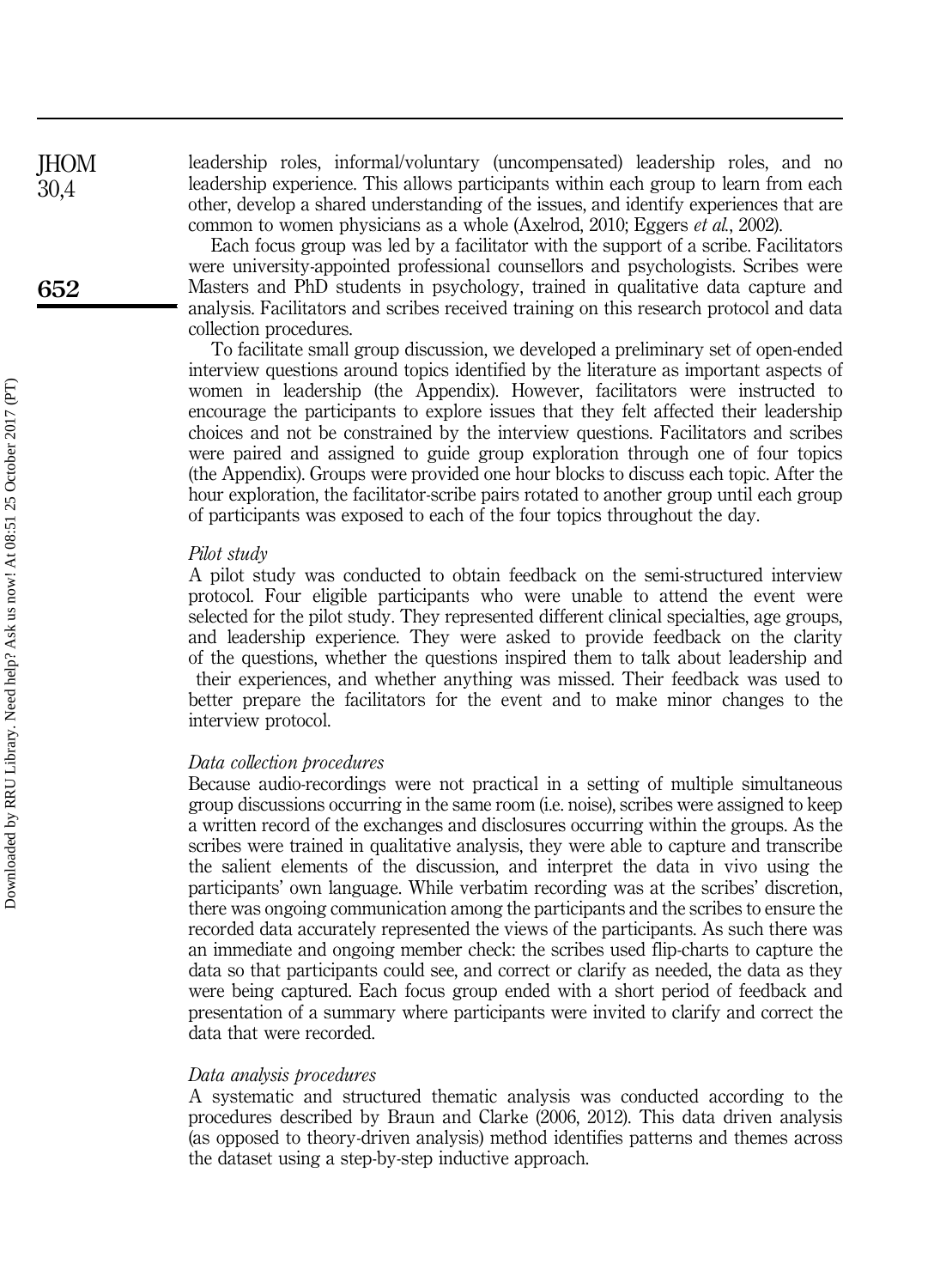leadership roles, informal/voluntary (uncompensated) leadership roles, and no leadership experience. This allows participants within each group to learn from each other, develop a shared understanding of the issues, and identify experiences that are common to women physicians as a whole (Axelrod, 2010; Eggers *et al.*, 2002).

Each focus group was led by a facilitator with the support of a scribe. Facilitators were university-appointed professional counsellors and psychologists. Scribes were Masters and PhD students in psychology, trained in qualitative data capture and analysis. Facilitators and scribes received training on this research protocol and data collection procedures.

To facilitate small group discussion, we developed a preliminary set of open-ended interview questions around topics identified by the literature as important aspects of women in leadership (the Appendix). However, facilitators were instructed to encourage the participants to explore issues that they felt affected their leadership choices and not be constrained by the interview questions. Facilitators and scribes were paired and assigned to guide group exploration through one of four topics (the Appendix). Groups were provided one hour blocks to discuss each topic. After the hour exploration, the facilitator-scribe pairs rotated to another group until each group of participants was exposed to each of the four topics throughout the day.

*Pilot study*

A pilot study was conducted to obtain feedback on the semi-structured interview protocol. Four eligible participants who were unable to attend the event were selected for the pilot study. They represented different clinical specialties, age groups, and leadership experience. They were asked to provide feedback on the clarity of the questions, whether the questions inspired them to talk about leadership and their experiences, and whether anything was missed. Their feedback was used to better prepare the facilitators for the event and to make minor changes to the interview protocol.

*Data collection procedures*

Because audio-recordings were not practical in a setting of multiple simultaneous group discussions occurring in the same room (i.e. noise), scribes were assigned to keep a written record of the exchanges and disclosures occurring within the groups. As the scribes were trained in qualitative analysis, they were able to capture and transcribe the salient elements of the discussion, and interpret the data in vivo using the participants' own language. While verbatim recording was at the scribes' discretion, there was ongoing communication among the participants and the scribes to ensure the recorded data accurately represented the views of the participants. As such there was an immediate and ongoing member check: the scribes used flip-charts to capture the data so that participants could see, and correct or clarify as needed, the data as they were being captured. Each focus group ended with a short period of feedback and presentation of a summary where participants were invited to clarify and correct the data that were recorded.

*Data analysis procedures*

A systematic and structured thematic analysis was conducted according to the procedures described by Braun and Clarke (2006, 2012). This data driven analysis (as opposed to theory-driven analysis) method identifies patterns and themes across the dataset using a step-by-step inductive approach.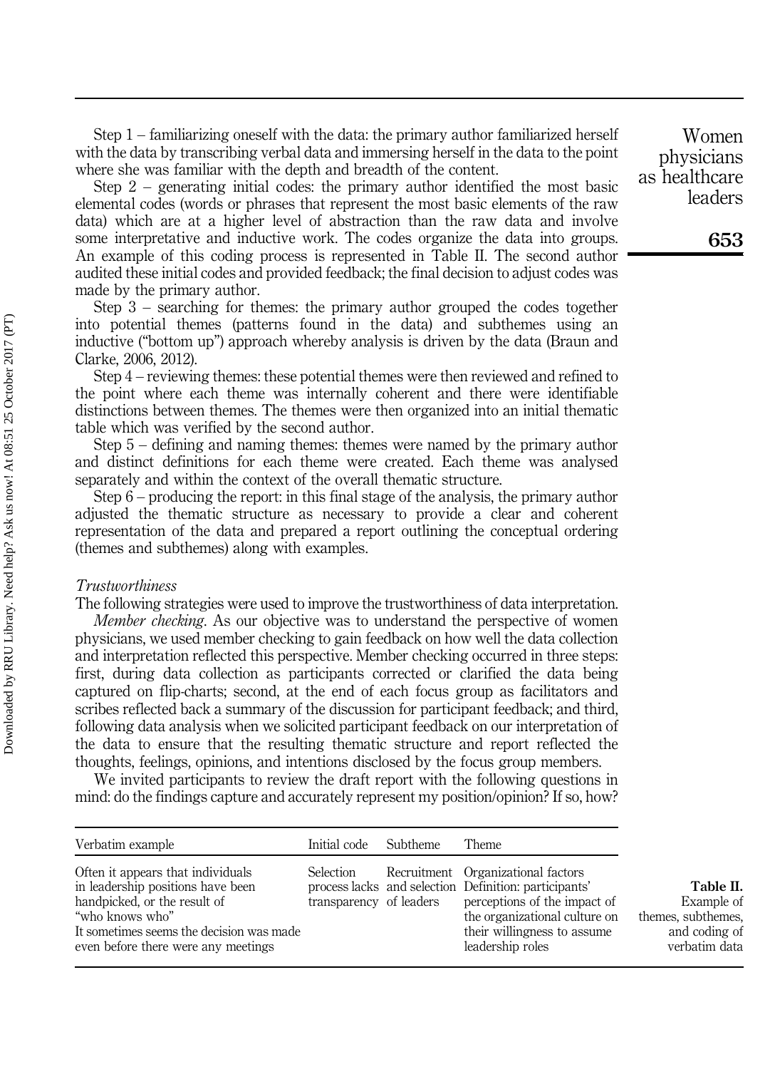Step 1 – familiarizing oneself with the data: the primary author familiarized herself with the data by transcribing verbal data and immersing herself in the data to the point where she was familiar with the depth and breadth of the content.

Step 2 – generating initial codes: the primary author identified the most basic elemental codes (words or phrases that represent the most basic elements of the raw data) which are at a higher level of abstraction than the raw data and involve some interpretative and inductive work. The codes organize the data into groups. An example of this coding process is represented in Table II. The second author audited these initial codes and provided feedback; the final decision to adjust codes was made by the primary author.

Step 3 – searching for themes: the primary author grouped the codes together into potential themes (patterns found in the data) and subthemes using an inductive ("bottom up") approach whereby analysis is driven by the data (Braun and Clarke, 2006, 2012).

Step 4 – reviewing themes: these potential themes were then reviewed and refined to the point where each theme was internally coherent and there were identifiable distinctions between themes. The themes were then organized into an initial thematic table which was verified by the second author.

Step 5 – defining and naming themes: themes were named by the primary author and distinct definitions for each theme were created. Each theme was analysed separately and within the context of the overall thematic structure.

Step 6 – producing the report: in this final stage of the analysis, the primary author adjusted the thematic structure as necessary to provide a clear and coherent representation of the data and prepared a report outlining the conceptual ordering (themes and subthemes) along with examples.

### *Trustworthiness*

The following strategies were used to improve the trustworthiness of data interpretation.

*Member checking*. As our objective was to understand the perspective of women physicians, we used member checking to gain feedback on how well the data collection and interpretation reflected this perspective. Member checking occurred in three steps: first, during data collection as participants corrected or clarified the data being captured on flip-charts; second, at the end of each focus group as facilitators and scribes reflected back a summary of the discussion for participant feedback; and third, following data analysis when we solicited participant feedback on our interpretation of the data to ensure that the resulting thematic structure and report reflected the thoughts, feelings, opinions, and intentions disclosed by the focus group members.

We invited participants to review the draft report with the following questions in mind: do the findings capture and accurately represent my position/opinion? If so, how?

| Verbatim example | Initial code | Subtheme | Theme |
|---|---|---|---|
| Often it appears that individuals in leadership positions have been handpicked, or the result of "who knows who" It sometimes seems the decision was made even before there were any meetings | Selection process lacks transparency | Recruitment and selection of leaders | Organizational factors Definition: participants' perceptions of the impact of the organizational culture on their willingness to assume leadership roles |

**Table II.** Example of themes, subthemes, and coding of verbatim data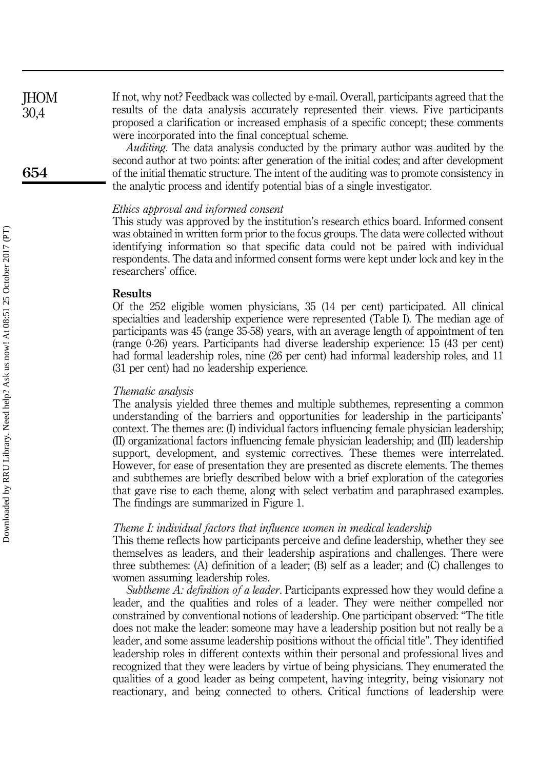If not, why not? Feedback was collected by e-mail. Overall, participants agreed that the results of the data analysis accurately represented their views. Five participants proposed a clarification or increased emphasis of a specific concept; these comments were incorporated into the final conceptual scheme.

*Auditing*. The data analysis conducted by the primary author was audited by the second author at two points: after generation of the initial codes; and after development of the initial thematic structure. The intent of the auditing was to promote consistency in the analytic process and identify potential bias of a single investigator.

### *Ethics approval and informed consent*

This study was approved by the institution's research ethics board. Informed consent was obtained in written form prior to the focus groups. The data were collected without identifying information so that specific data could not be paired with individual respondents. The data and informed consent forms were kept under lock and key in the researchers' office.

## Results

Of the 252 eligible women physicians, 35 (14 per cent) participated. All clinical specialties and leadership experience were represented (Table I). The median age of participants was 45 (range 35-58) years, with an average length of appointment of ten (range 0-26) years. Participants had diverse leadership experience: 15 (43 per cent) had formal leadership roles, nine (26 per cent) had informal leadership roles, and 11 (31 per cent) had no leadership experience.

### *Thematic analysis*

The analysis yielded three themes and multiple subthemes, representing a common understanding of the barriers and opportunities for leadership in the participants' context. The themes are: (I) individual factors influencing female physician leadership; (II) organizational factors influencing female physician leadership; and (III) leadership support, development, and systemic correctives. These themes were interrelated. However, for ease of presentation they are presented as discrete elements. The themes and subthemes are briefly described below with a brief exploration of the categories that gave rise to each theme, along with select verbatim and paraphrased examples. The findings are summarized in Figure 1.

### *Theme I: individual factors that influence women in medical leadership*

This theme reflects how participants perceive and define leadership, whether they see themselves as leaders, and their leadership aspirations and challenges. There were three subthemes: (A) definition of a leader; (B) self as a leader; and (C) challenges to women assuming leadership roles.

*Subtheme A: definition of a leader*. Participants expressed how they would define a leader, and the qualities and roles of a leader. They were neither compelled nor constrained by conventional notions of leadership. One participant observed: "The title does not make the leader: someone may have a leadership position but not really be a leader, and some assume leadership positions without the official title". They identified leadership roles in different contexts within their personal and professional lives and recognized that they were leaders by virtue of being physicians. They enumerated the qualities of a good leader as being competent, having integrity, being visionary not reactionary, and being connected to others. Critical functions of leadership were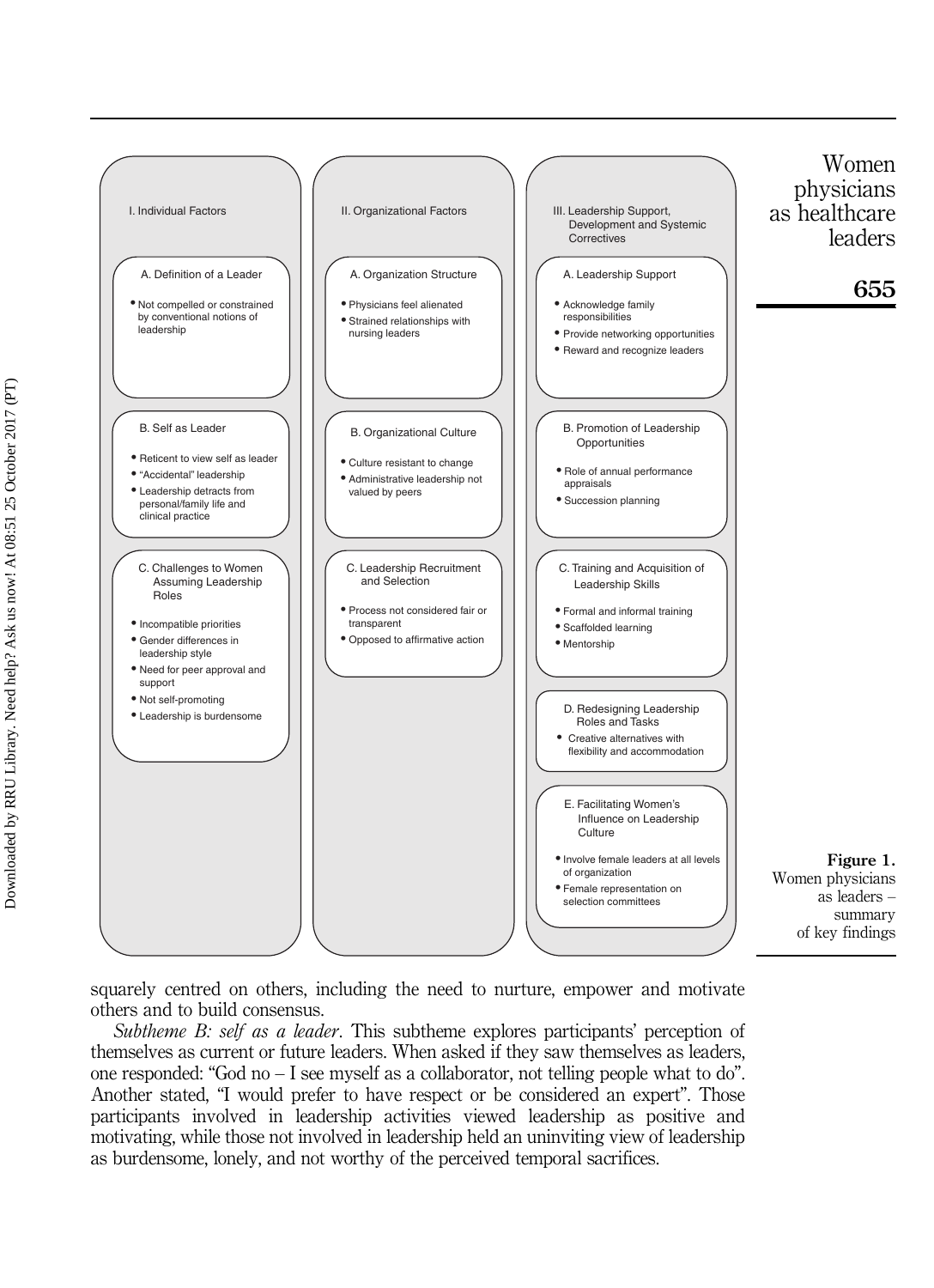**I. Individual Factors**

**A. Definition of a Leader**
- Not compelled or constrained by conventional notions of leadership

**B. Self as Leader**
- Reticent to view self as leader
- "Accidental" leadership
- Leadership detracts from personal/family life and clinical practice

**C. Challenges to Women Assuming Leadership Roles**
- Incompatible priorities
- Gender differences in leadership style
- Need for peer approval and support
- Not self-promoting
- Leadership is burdensome

**II. Organizational Factors**

**A. Organization Structure**
- Physicians feel alienated
- Strained relationships with nursing leaders

**B. Organizational Culture**
- Culture resistant to change
- Administrative leadership not valued by peers

**C. Leadership Recruitment and Selection**
- Process not considered fair or transparent
- Opposed to affirmative action

**III. Leadership Support, Development and Systemic Correctives**

**A. Leadership Support**
- Acknowledge family responsibilities
- Provide networking opportunities
- Reward and recognize leaders

**B. Promotion of Leadership Opportunities**
- Role of annual performance appraisals
- Succession planning

**C. Training and Acquisition of Leadership Skills**
- Formal and informal training
- Scaffolded learning
- Mentorship

**D. Redesigning Leadership Roles and Tasks**
- Creative alternatives with flexibility and accommodation

**E. Facilitating Women's Influence on Leadership Culture**
- Involve female leaders at all levels of organization
- Female representation on selection committees

**Figure 1.** Women physicians as leaders – summary of key findings

squarely centred on others, including the need to nurture, empower and motivate others and to build consensus.

*Subtheme B: self as a leader*. This subtheme explores participants' perception of themselves as current or future leaders. When asked if they saw themselves as leaders, one responded: "God no – I see myself as a collaborator, not telling people what to do". Another stated, "I would prefer to have respect or be considered an expert". Those participants involved in leadership activities viewed leadership as positive and motivating, while those not involved in leadership held an uninviting view of leadership as burdensome, lonely, and not worthy of the perceived temporal sacrifices.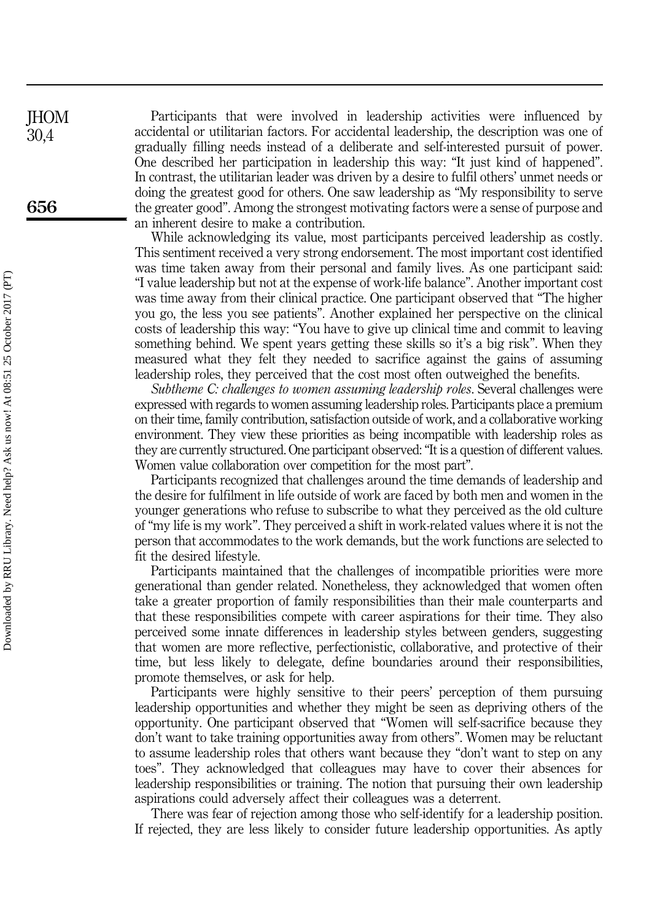Participants that were involved in leadership activities were influenced by accidental or utilitarian factors. For accidental leadership, the description was one of gradually filling needs instead of a deliberate and self-interested pursuit of power. One described her participation in leadership this way: "It just kind of happened". In contrast, the utilitarian leader was driven by a desire to fulfil others' unmet needs or doing the greatest good for others. One saw leadership as "My responsibility to serve the greater good". Among the strongest motivating factors were a sense of purpose and an inherent desire to make a contribution.

While acknowledging its value, most participants perceived leadership as costly. This sentiment received a very strong endorsement. The most important cost identified was time taken away from their personal and family lives. As one participant said: "I value leadership but not at the expense of work-life balance". Another important cost was time away from their clinical practice. One participant observed that "The higher you go, the less you see patients". Another explained her perspective on the clinical costs of leadership this way: "You have to give up clinical time and commit to leaving something behind. We spent years getting these skills so it's a big risk". When they measured what they felt they needed to sacrifice against the gains of assuming leadership roles, they perceived that the cost most often outweighed the benefits.

*Subtheme C: challenges to women assuming leadership roles*. Several challenges were expressed with regards to women assuming leadership roles. Participants place a premium on their time, family contribution, satisfaction outside of work, and a collaborative working environment. They view these priorities as being incompatible with leadership roles as they are currently structured. One participant observed: "It is a question of different values. Women value collaboration over competition for the most part".

Participants recognized that challenges around the time demands of leadership and the desire for fulfilment in life outside of work are faced by both men and women in the younger generations who refuse to subscribe to what they perceived as the old culture of "my life is my work". They perceived a shift in work-related values where it is not the person that accommodates to the work demands, but the work functions are selected to fit the desired lifestyle.

Participants maintained that the challenges of incompatible priorities were more generational than gender related. Nonetheless, they acknowledged that women often take a greater proportion of family responsibilities than their male counterparts and that these responsibilities compete with career aspirations for their time. They also perceived some innate differences in leadership styles between genders, suggesting that women are more reflective, perfectionistic, collaborative, and protective of their time, but less likely to delegate, define boundaries around their responsibilities, promote themselves, or ask for help.

Participants were highly sensitive to their peers' perception of them pursuing leadership opportunities and whether they might be seen as depriving others of the opportunity. One participant observed that "Women will self-sacrifice because they don't want to take training opportunities away from others". Women may be reluctant to assume leadership roles that others want because they "don't want to step on any toes". They acknowledged that colleagues may have to cover their absences for leadership responsibilities or training. The notion that pursuing their own leadership aspirations could adversely affect their colleagues was a deterrent.

There was fear of rejection among those who self-identify for a leadership position. If rejected, they are less likely to consider future leadership opportunities. As aptly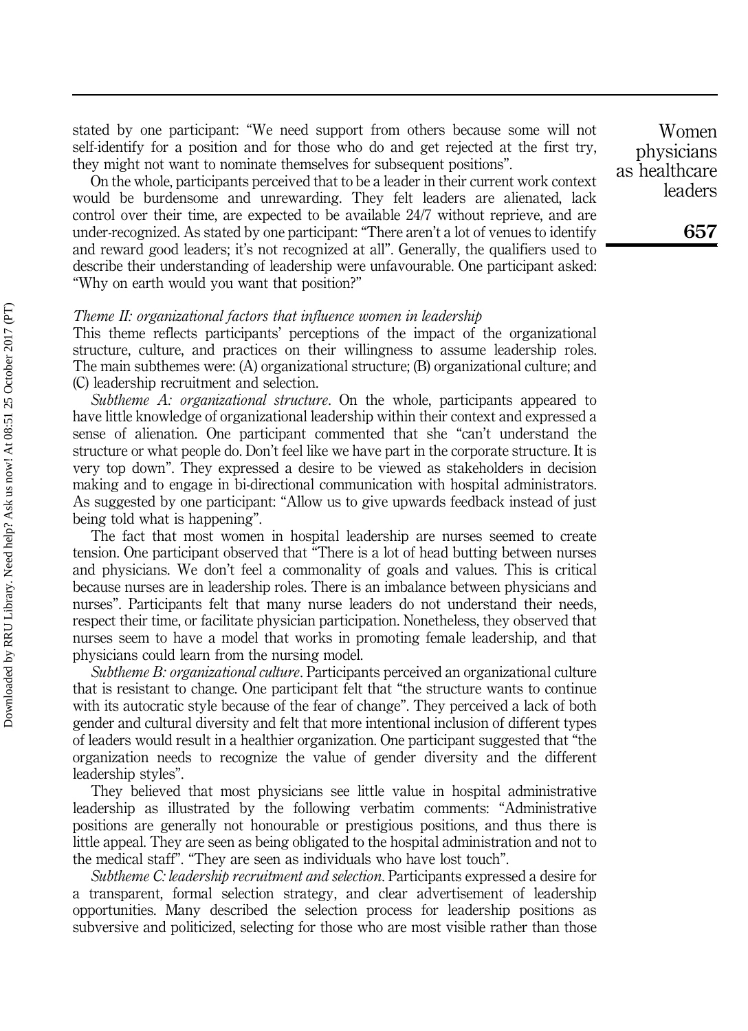stated by one participant: "We need support from others because some will not self-identify for a position and for those who do and get rejected at the first try, they might not want to nominate themselves for subsequent positions".

On the whole, participants perceived that to be a leader in their current work context would be burdensome and unrewarding. They felt leaders are alienated, lack control over their time, are expected to be available 24/7 without reprieve, and are under-recognized. As stated by one participant: "There aren't a lot of venues to identify and reward good leaders; it's not recognized at all". Generally, the qualifiers used to describe their understanding of leadership were unfavourable. One participant asked: "Why on earth would you want that position?"

*Theme II: organizational factors that influence women in leadership*

This theme reflects participants' perceptions of the impact of the organizational structure, culture, and practices on their willingness to assume leadership roles. The main subthemes were: (A) organizational structure; (B) organizational culture; and (C) leadership recruitment and selection.

*Subtheme A: organizational structure*. On the whole, participants appeared to have little knowledge of organizational leadership within their context and expressed a sense of alienation. One participant commented that she "can't understand the structure or what people do. Don't feel like we have part in the corporate structure. It is very top down". They expressed a desire to be viewed as stakeholders in decision making and to engage in bi-directional communication with hospital administrators. As suggested by one participant: "Allow us to give upwards feedback instead of just being told what is happening".

The fact that most women in hospital leadership are nurses seemed to create tension. One participant observed that "There is a lot of head butting between nurses and physicians. We don't feel a commonality of goals and values. This is critical because nurses are in leadership roles. There is an imbalance between physicians and nurses". Participants felt that many nurse leaders do not understand their needs, respect their time, or facilitate physician participation. Nonetheless, they observed that nurses seem to have a model that works in promoting female leadership, and that physicians could learn from the nursing model.

*Subtheme B: organizational culture*. Participants perceived an organizational culture that is resistant to change. One participant felt that "the structure wants to continue with its autocratic style because of the fear of change". They perceived a lack of both gender and cultural diversity and felt that more intentional inclusion of different types of leaders would result in a healthier organization. One participant suggested that "the organization needs to recognize the value of gender diversity and the different leadership styles".

They believed that most physicians see little value in hospital administrative leadership as illustrated by the following verbatim comments: "Administrative positions are generally not honourable or prestigious positions, and thus there is little appeal. They are seen as being obligated to the hospital administration and not to the medical staff". "They are seen as individuals who have lost touch".

*Subtheme C: leadership recruitment and selection*. Participants expressed a desire for a transparent, formal selection strategy, and clear advertisement of leadership opportunities. Many described the selection process for leadership positions as subversive and politicized, selecting for those who are most visible rather than those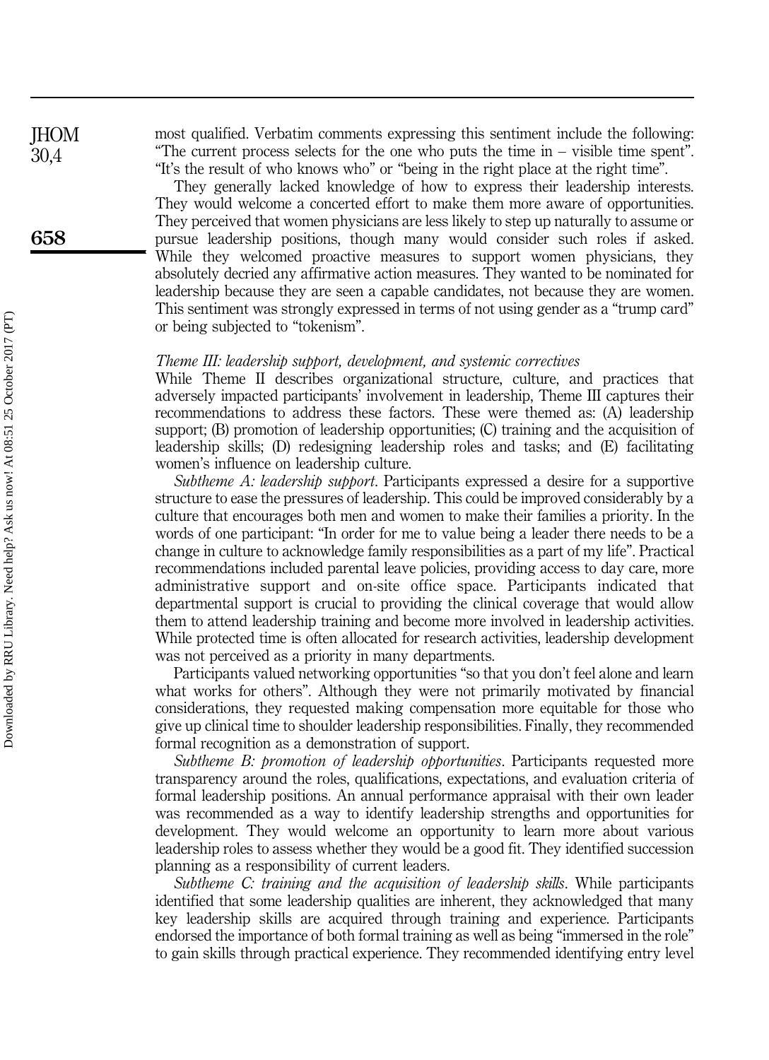most qualified. Verbatim comments expressing this sentiment include the following: "The current process selects for the one who puts the time in – visible time spent". "It's the result of who knows who" or "being in the right place at the right time".

They generally lacked knowledge of how to express their leadership interests. They would welcome a concerted effort to make them more aware of opportunities. They perceived that women physicians are less likely to step up naturally to assume or pursue leadership positions, though many would consider such roles if asked. While they welcomed proactive measures to support women physicians, they absolutely decried any affirmative action measures. They wanted to be nominated for leadership because they are seen a capable candidates, not because they are women. This sentiment was strongly expressed in terms of not using gender as a "trump card" or being subjected to "tokenism".

*Theme III: leadership support, development, and systemic correctives*

While Theme II describes organizational structure, culture, and practices that adversely impacted participants' involvement in leadership, Theme III captures their recommendations to address these factors. These were themed as: (A) leadership support; (B) promotion of leadership opportunities; (C) training and the acquisition of leadership skills; (D) redesigning leadership roles and tasks; and (E) facilitating women's influence on leadership culture.

*Subtheme A: leadership support*. Participants expressed a desire for a supportive structure to ease the pressures of leadership. This could be improved considerably by a culture that encourages both men and women to make their families a priority. In the words of one participant: "In order for me to value being a leader there needs to be a change in culture to acknowledge family responsibilities as a part of my life". Practical recommendations included parental leave policies, providing access to day care, more administrative support and on-site office space. Participants indicated that departmental support is crucial to providing the clinical coverage that would allow them to attend leadership training and become more involved in leadership activities. While protected time is often allocated for research activities, leadership development was not perceived as a priority in many departments.

Participants valued networking opportunities "so that you don't feel alone and learn what works for others". Although they were not primarily motivated by financial considerations, they requested making compensation more equitable for those who give up clinical time to shoulder leadership responsibilities. Finally, they recommended formal recognition as a demonstration of support.

*Subtheme B: promotion of leadership opportunities*. Participants requested more transparency around the roles, qualifications, expectations, and evaluation criteria of formal leadership positions. An annual performance appraisal with their own leader was recommended as a way to identify leadership strengths and opportunities for development. They would welcome an opportunity to learn more about various leadership roles to assess whether they would be a good fit. They identified succession planning as a responsibility of current leaders.

*Subtheme C: training and the acquisition of leadership skills*. While participants identified that some leadership qualities are inherent, they acknowledged that many key leadership skills are acquired through training and experience. Participants endorsed the importance of both formal training as well as being "immersed in the role" to gain skills through practical experience. They recommended identifying entry level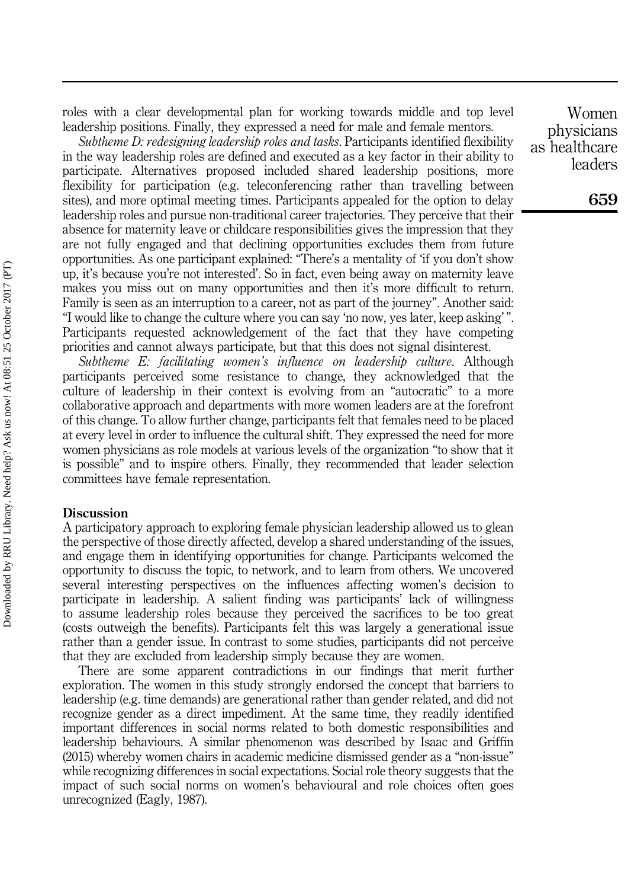roles with a clear developmental plan for working towards middle and top level leadership positions. Finally, they expressed a need for male and female mentors.

*Subtheme D: redesigning leadership roles and tasks*. Participants identified flexibility in the way leadership roles are defined and executed as a key factor in their ability to participate. Alternatives proposed included shared leadership positions, more flexibility for participation (e.g. teleconferencing rather than travelling between sites), and more optimal meeting times. Participants appealed for the option to delay leadership roles and pursue non-traditional career trajectories. They perceive that their absence for maternity leave or childcare responsibilities gives the impression that they are not fully engaged and that declining opportunities excludes them from future opportunities. As one participant explained: "There's a mentality of 'if you don't show up, it's because you're not interested'. So in fact, even being away on maternity leave makes you miss out on many opportunities and then it's more difficult to return. Family is seen as an interruption to a career, not as part of the journey". Another said: "I would like to change the culture where you can say 'no now, yes later, keep asking'". Participants requested acknowledgement of the fact that they have competing priorities and cannot always participate, but that this does not signal disinterest.

*Subtheme E: facilitating women's influence on leadership culture*. Although participants perceived some resistance to change, they acknowledged that the culture of leadership in their context is evolving from an "autocratic" to a more collaborative approach and departments with more women leaders are at the forefront of this change. To allow further change, participants felt that females need to be placed at every level in order to influence the cultural shift. They expressed the need for more women physicians as role models at various levels of the organization "to show that it is possible" and to inspire others. Finally, they recommended that leader selection committees have female representation.

## Discussion

A participatory approach to exploring female physician leadership allowed us to glean the perspective of those directly affected, develop a shared understanding of the issues, and engage them in identifying opportunities for change. Participants welcomed the opportunity to discuss the topic, to network, and to learn from others. We uncovered several interesting perspectives on the influences affecting women's decision to participate in leadership. A salient finding was participants' lack of willingness to assume leadership roles because they perceived the sacrifices to be too great (costs outweigh the benefits). Participants felt this was largely a generational issue rather than a gender issue. In contrast to some studies, participants did not perceive that they are excluded from leadership simply because they are women.

There are some apparent contradictions in our findings that merit further exploration. The women in this study strongly endorsed the concept that barriers to leadership (e.g. time demands) are generational rather than gender related, and did not recognize gender as a direct impediment. At the same time, they readily identified important differences in social norms related to both domestic responsibilities and leadership behaviours. A similar phenomenon was described by Isaac and Griffin (2015) whereby women chairs in academic medicine dismissed gender as a "non-issue" while recognizing differences in social expectations. Social role theory suggests that the impact of such social norms on women's behavioural and role choices often goes unrecognized (Eagly, 1987).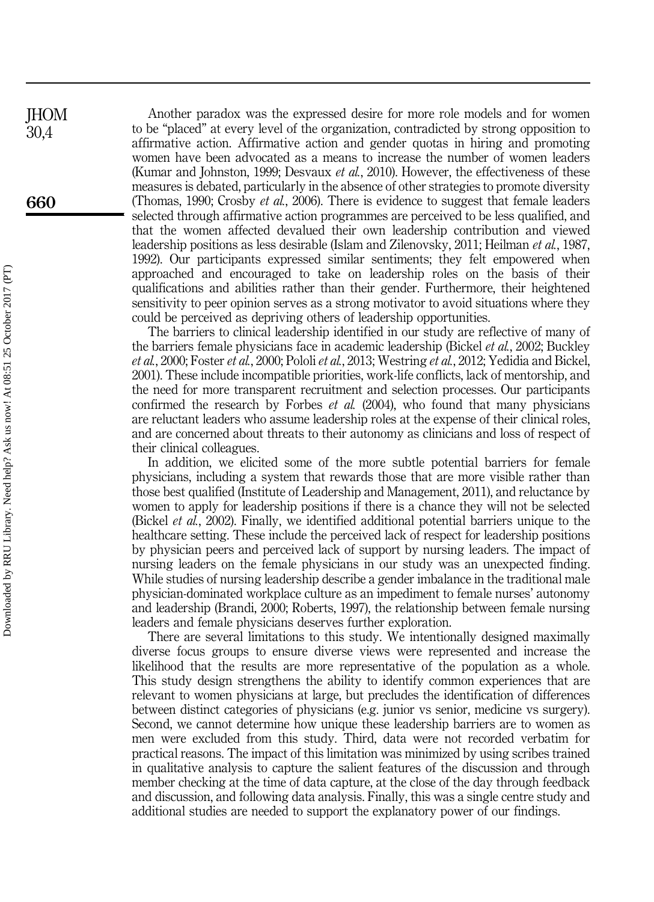Another paradox was the expressed desire for more role models and for women to be "placed" at every level of the organization, contradicted by strong opposition to affirmative action. Affirmative action and gender quotas in hiring and promoting women have been advocated as a means to increase the number of women leaders (Kumar and Johnston, 1999; Desvaux *et al.*, 2010). However, the effectiveness of these measures is debated, particularly in the absence of other strategies to promote diversity (Thomas, 1990; Crosby *et al.*, 2006). There is evidence to suggest that female leaders selected through affirmative action programmes are perceived to be less qualified, and that the women affected devalued their own leadership contribution and viewed leadership positions as less desirable (Islam and Zilenovsky, 2011; Heilman *et al.*, 1987, 1992). Our participants expressed similar sentiments; they felt empowered when approached and encouraged to take on leadership roles on the basis of their qualifications and abilities rather than their gender. Furthermore, their heightened sensitivity to peer opinion serves as a strong motivator to avoid situations where they could be perceived as depriving others of leadership opportunities.

The barriers to clinical leadership identified in our study are reflective of many of the barriers female physicians face in academic leadership (Bickel *et al.*, 2002; Buckley *et al.*, 2000; Foster *et al.*, 2000; Pololi *et al.*, 2013; Westring *et al.*, 2012; Yedidia and Bickel, 2001). These include incompatible priorities, work-life conflicts, lack of mentorship, and the need for more transparent recruitment and selection processes. Our participants confirmed the research by Forbes *et al.* (2004), who found that many physicians are reluctant leaders who assume leadership roles at the expense of their clinical roles, and are concerned about threats to their autonomy as clinicians and loss of respect of their clinical colleagues.

In addition, we elicited some of the more subtle potential barriers for female physicians, including a system that rewards those that are more visible rather than those best qualified (Institute of Leadership and Management, 2011), and reluctance by women to apply for leadership positions if there is a chance they will not be selected (Bickel *et al.*, 2002). Finally, we identified additional potential barriers unique to the healthcare setting. These include the perceived lack of respect for leadership positions by physician peers and perceived lack of support by nursing leaders. The impact of nursing leaders on the female physicians in our study was an unexpected finding. While studies of nursing leadership describe a gender imbalance in the traditional male physician-dominated workplace culture as an impediment to female nurses' autonomy and leadership (Brandi, 2000; Roberts, 1997), the relationship between female nursing leaders and female physicians deserves further exploration.

There are several limitations to this study. We intentionally designed maximally diverse focus groups to ensure diverse views were represented and increase the likelihood that the results are more representative of the population as a whole. This study design strengthens the ability to identify common experiences that are relevant to women physicians at large, but precludes the identification of differences between distinct categories of physicians (e.g. junior vs senior, medicine vs surgery). Second, we cannot determine how unique these leadership barriers are to women as men were excluded from this study. Third, data were not recorded verbatim for practical reasons. The impact of this limitation was minimized by using scribes trained in qualitative analysis to capture the salient features of the discussion and through member checking at the time of data capture, at the close of the day through feedback and discussion, and following data analysis. Finally, this was a single centre study and additional studies are needed to support the explanatory power of our findings.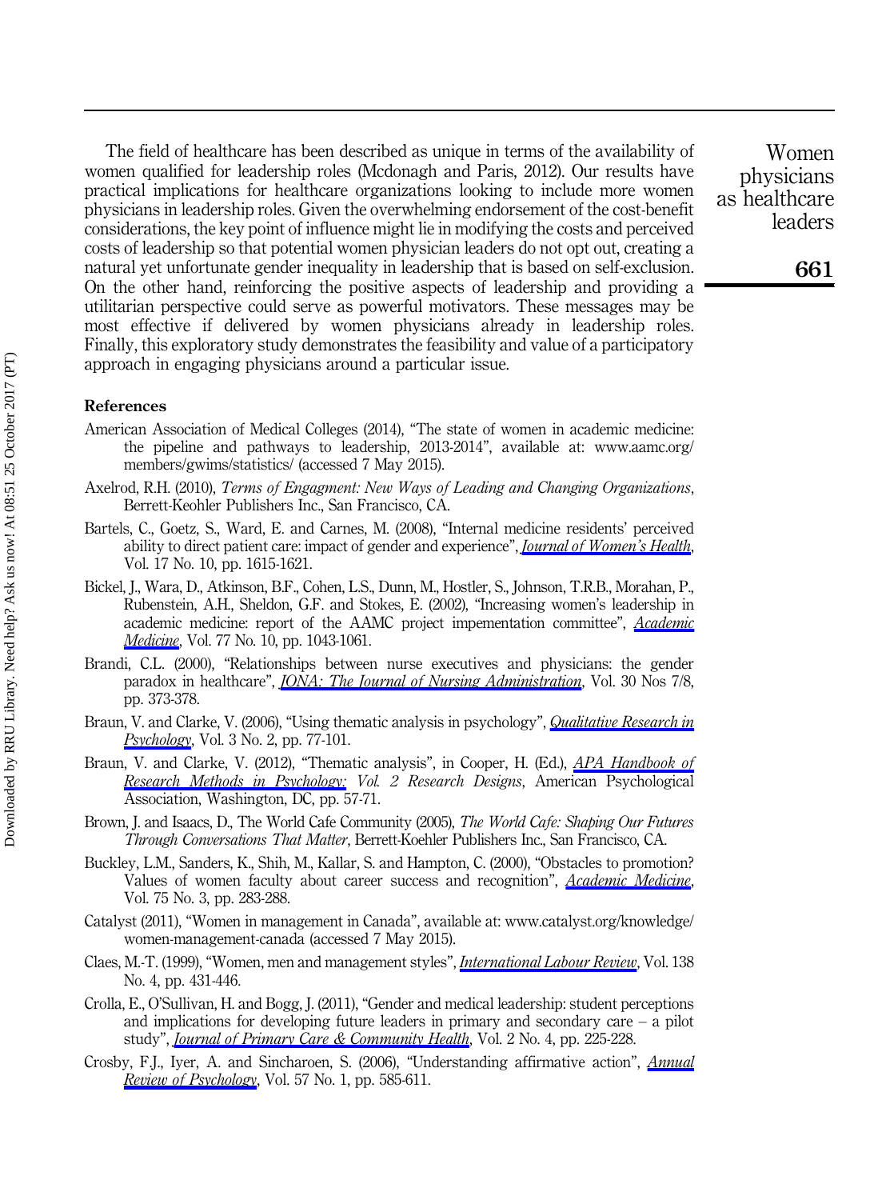The field of healthcare has been described as unique in terms of the availability of women qualified for leadership roles (Mcdonagh and Paris, 2012). Our results have practical implications for healthcare organizations looking to include more women physicians in leadership roles. Given the overwhelming endorsement of the cost-benefit considerations, the key point of influence might lie in modifying the costs and perceived costs of leadership so that potential women physician leaders do not opt out, creating a natural yet unfortunate gender inequality in leadership that is based on self-exclusion. On the other hand, reinforcing the positive aspects of leadership and providing a utilitarian perspective could serve as powerful motivators. These messages may be most effective if delivered by women physicians already in leadership roles. Finally, this exploratory study demonstrates the feasibility and value of a participatory approach in engaging physicians around a particular issue.

## References

American Association of Medical Colleges (2014), "The state of women in academic medicine: the pipeline and pathways to leadership, 2013-2014", available at: www.aamc.org/members/gwims/statistics/ (accessed 7 May 2015).

Axelrod, R.H. (2010), *Terms of Engagment: New Ways of Leading and Changing Organizations*, Berrett-Keohler Publishers Inc., San Francisco, CA.

Bartels, C., Goetz, S., Ward, E. and Carnes, M. (2008), "Internal medicine residents' perceived ability to direct patient care: impact of gender and experience", *Journal of Women's Health*, Vol. 17 No. 10, pp. 1615-1621.

Bickel, J., Wara, D., Atkinson, B.F., Cohen, L.S., Dunn, M., Hostler, S., Johnson, T.R.B., Morahan, P., Rubenstein, A.H., Sheldon, G.F. and Stokes, E. (2002), "Increasing women's leadership in academic medicine: report of the AAMC project impementation committee", *Academic Medicine*, Vol. 77 No. 10, pp. 1043-1061.

Brandi, C.L. (2000), "Relationships between nurse executives and physicians: the gender paradox in healthcare", *JONA: The Journal of Nursing Administration*, Vol. 30 Nos 7/8, pp. 373-378.

Braun, V. and Clarke, V. (2006), "Using thematic analysis in psychology", *Qualitative Research in Psychology*, Vol. 3 No. 2, pp. 77-101.

Braun, V. and Clarke, V. (2012), "Thematic analysis", in Cooper, H. (Ed.), *APA Handbook of Research Methods in Psychology: Vol. 2 Research Designs*, American Psychological Association, Washington, DC, pp. 57-71.

Brown, J. and Isaacs, D., The World Cafe Community (2005), *The World Cafe: Shaping Our Futures Through Conversations That Matter*, Berrett-Koehler Publishers Inc., San Francisco, CA.

Buckley, L.M., Sanders, K., Shih, M., Kallar, S. and Hampton, C. (2000), "Obstacles to promotion? Values of women faculty about career success and recognition", *Academic Medicine*, Vol. 75 No. 3, pp. 283-288.

Catalyst (2011), "Women in management in Canada", available at: www.catalyst.org/knowledge/women-management-canada (accessed 7 May 2015).

Claes, M.-T. (1999), "Women, men and management styles", *International Labour Review*, Vol. 138 No. 4, pp. 431-446.

Crolla, E., O'Sullivan, H. and Bogg, J. (2011), "Gender and medical leadership: student perceptions and implications for developing future leaders in primary and secondary care – a pilot study", *Journal of Primary Care & Community Health*, Vol. 2 No. 4, pp. 225-228.

Crosby, F.J., Iyer, A. and Sincharoen, S. (2006), "Understanding affirmative action", *Annual Review of Psychology*, Vol. 57 No. 1, pp. 585-611.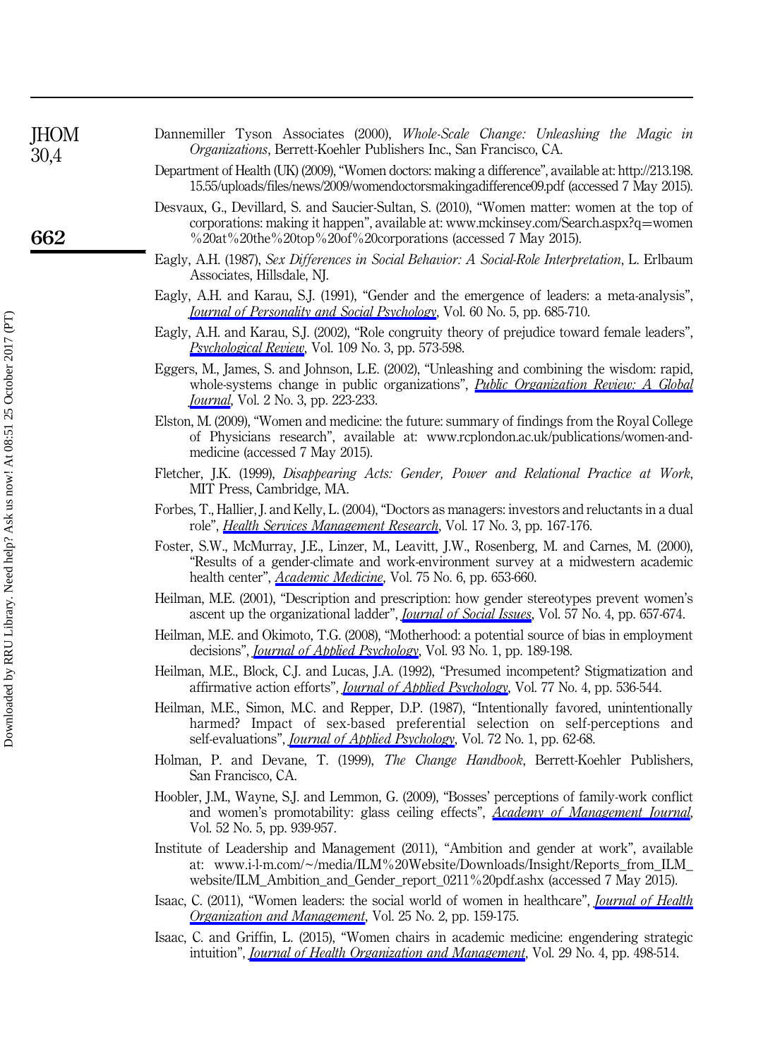Dannemiller Tyson Associates (2000), *Whole-Scale Change: Unleashing the Magic in Organizations*, Berrett-Koehler Publishers Inc., San Francisco, CA.

Department of Health (UK) (2009), "Women doctors: making a difference", available at: http://213.198.15.55/uploads/files/news/2009/womendoctorsmakingadifference09.pdf (accessed 7 May 2015).

Desvaux, G., Devillard, S. and Saucier-Sultan, S. (2010), "Women matter: women at the top of corporations: making it happen", available at: www.mckinsey.com/Search.aspx?q=women%20at%20the%20top%20of%20corporations (accessed 7 May 2015).

Eagly, A.H. (1987), *Sex Differences in Social Behavior: A Social-Role Interpretation*, L. Erlbaum Associates, Hillsdale, NJ.

Eagly, A.H. and Karau, S.J. (1991), "Gender and the emergence of leaders: a meta-analysis", *Journal of Personality and Social Psychology*, Vol. 60 No. 5, pp. 685-710.

Eagly, A.H. and Karau, S.J. (2002), "Role congruity theory of prejudice toward female leaders", *Psychological Review*, Vol. 109 No. 3, pp. 573-598.

Eggers, M., James, S. and Johnson, L.E. (2002), "Unleashing and combining the wisdom: rapid, whole-systems change in public organizations", *Public Organization Review: A Global Journal*, Vol. 2 No. 3, pp. 223-233.

Elston, M. (2009), "Women and medicine: the future: summary of findings from the Royal College of Physicians research", available at: www.rcplondon.ac.uk/publications/women-and-medicine (accessed 7 May 2015).

Fletcher, J.K. (1999), *Disappearing Acts: Gender, Power and Relational Practice at Work*, MIT Press, Cambridge, MA.

Forbes, T., Hallier, J. and Kelly, L. (2004), "Doctors as managers: investors and reluctants in a dual role", *Health Services Management Research*, Vol. 17 No. 3, pp. 167-176.

Foster, S.W., McMurray, J.E., Linzer, M., Leavitt, J.W., Rosenberg, M. and Carnes, M. (2000), "Results of a gender-climate and work-environment survey at a midwestern academic health center", *Academic Medicine*, Vol. 75 No. 6, pp. 653-660.

Heilman, M.E. (2001), "Description and prescription: how gender stereotypes prevent women's ascent up the organizational ladder", *Journal of Social Issues*, Vol. 57 No. 4, pp. 657-674.

Heilman, M.E. and Okimoto, T.G. (2008), "Motherhood: a potential source of bias in employment decisions", *Journal of Applied Psychology*, Vol. 93 No. 1, pp. 189-198.

Heilman, M.E., Block, C.J. and Lucas, J.A. (1992), "Presumed incompetent? Stigmatization and affirmative action efforts", *Journal of Applied Psychology*, Vol. 77 No. 4, pp. 536-544.

Heilman, M.E., Simon, M.C. and Repper, D.P. (1987), "Intentionally favored, unintentionally harmed? Impact of sex-based preferential selection on self-perceptions and self-evaluations", *Journal of Applied Psychology*, Vol. 72 No. 1, pp. 62-68.

Holman, P. and Devane, T. (1999), *The Change Handbook*, Berrett-Koehler Publishers, San Francisco, CA.

Hoobler, J.M., Wayne, S.J. and Lemmon, G. (2009), "Bosses' perceptions of family-work conflict and women's promotability: glass ceiling effects", *Academy of Management Journal*, Vol. 52 No. 5, pp. 939-957.

Institute of Leadership and Management (2011), "Ambition and gender at work", available at: www.i-l-m.com/~/media/ILM%20Website/Downloads/Insight/Reports_from_ILM_website/ILM_Ambition_and_Gender_report_0211%20pdf.ashx (accessed 7 May 2015).

Isaac, C. (2011), "Women leaders: the social world of women in healthcare", *Journal of Health Organization and Management*, Vol. 25 No. 2, pp. 159-175.

Isaac, C. and Griffin, L. (2015), "Women chairs in academic medicine: engendering strategic intuition", *Journal of Health Organization and Management*, Vol. 29 No. 4, pp. 498-514.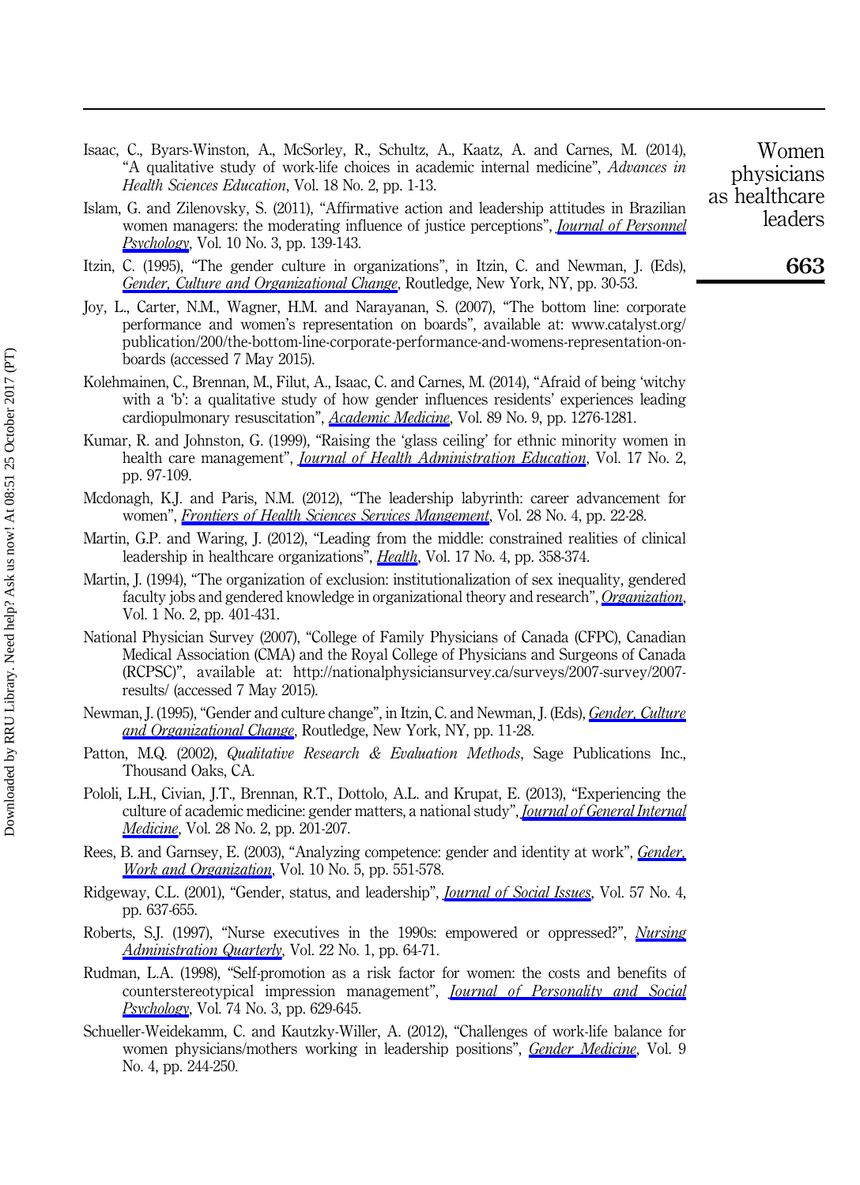Isaac, C., Byars-Winston, A., McSorley, R., Schultz, A., Kaatz, A. and Carnes, M. (2014), "A qualitative study of work-life choices in academic internal medicine", *Advances in Health Sciences Education*, Vol. 18 No. 2, pp. 1-13.

Islam, G. and Zilenovsky, S. (2011), "Affirmative action and leadership attitudes in Brazilian women managers: the moderating influence of justice perceptions", *Journal of Personnel Psychology*, Vol. 10 No. 3, pp. 139-143.

Itzin, C. (1995), "The gender culture in organizations", in Itzin, C. and Newman, J. (Eds), *Gender, Culture and Organizational Change*, Routledge, New York, NY, pp. 30-53.

Joy, L., Carter, N.M., Wagner, H.M. and Narayanan, S. (2007), "The bottom line: corporate performance and women's representation on boards", available at: www.catalyst.org/publication/200/the-bottom-line-corporate-performance-and-womens-representation-on-boards (accessed 7 May 2015).

Kolehmainen, C., Brennan, M., Filut, A., Isaac, C. and Carnes, M. (2014), "Afraid of being 'witchy with a 'b': a qualitative study of how gender influences residents' experiences leading cardiopulmonary resuscitation", *Academic Medicine*, Vol. 89 No. 9, pp. 1276-1281.

Kumar, R. and Johnston, G. (1999), "Raising the 'glass ceiling' for ethnic minority women in health care management", *Journal of Health Administration Education*, Vol. 17 No. 2, pp. 97-109.

Mcdonagh, K.J. and Paris, N.M. (2012), "The leadership labyrinth: career advancement for women", *Frontiers of Health Sciences Services Mangement*, Vol. 28 No. 4, pp. 22-28.

Martin, G.P. and Waring, J. (2012), "Leading from the middle: constrained realities of clinical leadership in healthcare organizations", *Health*, Vol. 17 No. 4, pp. 358-374.

Martin, J. (1994), "The organization of exclusion: institutionalization of sex inequality, gendered faculty jobs and gendered knowledge in organizational theory and research", *Organization*, Vol. 1 No. 2, pp. 401-431.

National Physician Survey (2007), "College of Family Physicians of Canada (CFPC), Canadian Medical Association (CMA) and the Royal College of Physicians and Surgeons of Canada (RCPSC)", available at: http://nationalphysiciansurvey.ca/surveys/2007-survey/2007-results/ (accessed 7 May 2015).

Newman, J. (1995), "Gender and culture change", in Itzin, C. and Newman, J. (Eds), *Gender, Culture and Organizational Change*, Routledge, New York, NY, pp. 11-28.

Patton, M.Q. (2002), *Qualitative Research & Evaluation Methods*, Sage Publications Inc., Thousand Oaks, CA.

Pololi, L.H., Civian, J.T., Brennan, R.T., Dottolo, A.L. and Krupat, E. (2013), "Experiencing the culture of academic medicine: gender matters, a national study", *Journal of General Internal Medicine*, Vol. 28 No. 2, pp. 201-207.

Rees, B. and Garnsey, E. (2003), "Analyzing competence: gender and identity at work", *Gender, Work and Organization*, Vol. 10 No. 5, pp. 551-578.

Ridgeway, C.L. (2001), "Gender, status, and leadership", *Journal of Social Issues*, Vol. 57 No. 4, pp. 637-655.

Roberts, S.J. (1997), "Nurse executives in the 1990s: empowered or oppressed?", *Nursing Administration Quarterly*, Vol. 22 No. 1, pp. 64-71.

Rudman, L.A. (1998), "Self-promotion as a risk factor for women: the costs and benefits of counterstereotypical impression management", *Journal of Personality and Social Psychology*, Vol. 74 No. 3, pp. 629-645.

Schueller-Weidekamm, C. and Kautzky-Willer, A. (2012), "Challenges of work-life balance for women physicians/mothers working in leadership positions", *Gender Medicine*, Vol. 9 No. 4, pp. 244-250.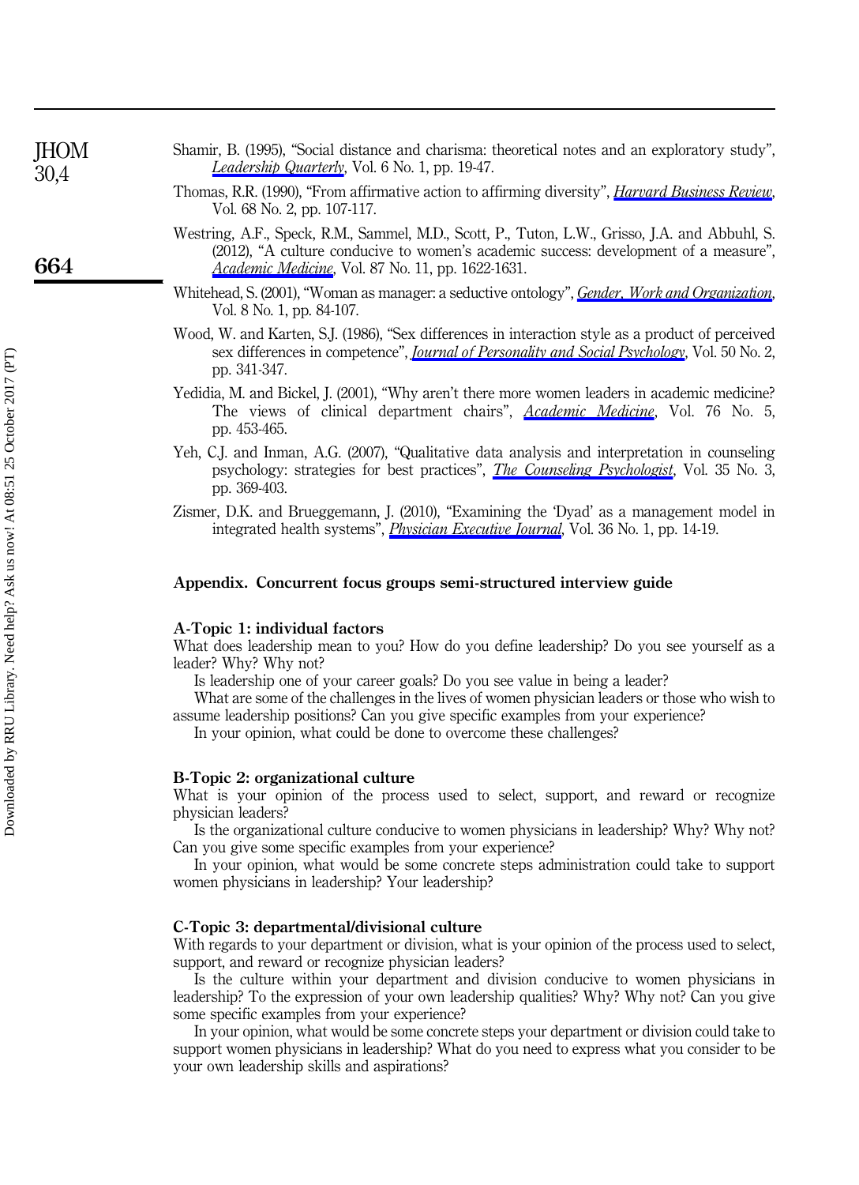Shamir, B. (1995), "Social distance and charisma: theoretical notes and an exploratory study", *Leadership Quarterly*, Vol. 6 No. 1, pp. 19-47.

Thomas, R.R. (1990), "From affirmative action to affirming diversity", *Harvard Business Review*, Vol. 68 No. 2, pp. 107-117.

Westring, A.F., Speck, R.M., Sammel, M.D., Scott, P., Tuton, L.W., Grisso, J.A. and Abbuhl, S. (2012), "A culture conducive to women's academic success: development of a measure", *Academic Medicine*, Vol. 87 No. 11, pp. 1622-1631.

Whitehead, S. (2001), "Woman as manager: a seductive ontology", *Gender, Work and Organization*, Vol. 8 No. 1, pp. 84-107.

Wood, W. and Karten, S.J. (1986), "Sex differences in interaction style as a product of perceived sex differences in competence", *Journal of Personality and Social Psychology*, Vol. 50 No. 2, pp. 341-347.

Yedidia, M. and Bickel, J. (2001), "Why aren't there more women leaders in academic medicine? The views of clinical department chairs", *Academic Medicine*, Vol. 76 No. 5, pp. 453-465.

Yeh, C.J. and Inman, A.G. (2007), "Qualitative data analysis and interpretation in counseling psychology: strategies for best practices", *The Counseling Psychologist*, Vol. 35 No. 3, pp. 369-403.

Zismer, D.K. and Brueggemann, J. (2010), "Examining the 'Dyad' as a management model in integrated health systems", *Physician Executive Journal*, Vol. 36 No. 1, pp. 14-19.

## Appendix. Concurrent focus groups semi-structured interview guide

### A-Topic 1: individual factors

What does leadership mean to you? How do you define leadership? Do you see yourself as a leader? Why? Why not?

Is leadership one of your career goals? Do you see value in being a leader?

What are some of the challenges in the lives of women physician leaders or those who wish to assume leadership positions? Can you give specific examples from your experience?

In your opinion, what could be done to overcome these challenges?

### B-Topic 2: organizational culture

What is your opinion of the process used to select, support, and reward or recognize physician leaders?

Is the organizational culture conducive to women physicians in leadership? Why? Why not? Can you give some specific examples from your experience?

In your opinion, what would be some concrete steps administration could take to support women physicians in leadership? Your leadership?

### C-Topic 3: departmental/divisional culture

With regards to your department or division, what is your opinion of the process used to select, support, and reward or recognize physician leaders?

Is the culture within your department and division conducive to women physicians in leadership? To the expression of your own leadership qualities? Why? Why not? Can you give some specific examples from your experience?

In your opinion, what would be some concrete steps your department or division could take to support women physicians in leadership? What do you need to express what you consider to be your own leadership skills and aspirations?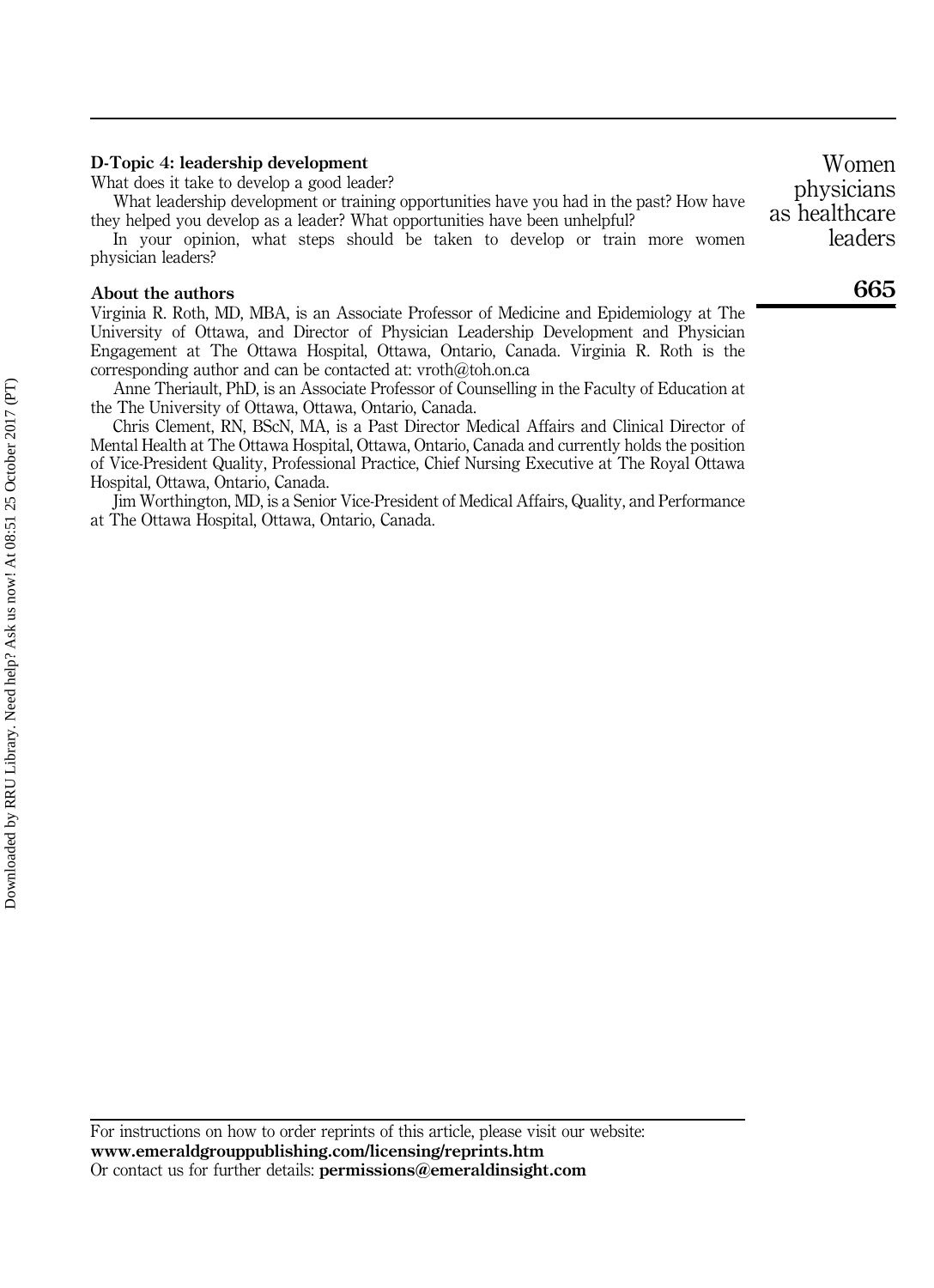#### D-Topic 4: leadership development

What does it take to develop a good leader?

What leadership development or training opportunities have you had in the past? How have they helped you develop as a leader? What opportunities have been unhelpful?

In your opinion, what steps should be taken to develop or train more women physician leaders?

#### About the authors

Virginia R. Roth, MD, MBA, is an Associate Professor of Medicine and Epidemiology at The University of Ottawa, and Director of Physician Leadership Development and Physician Engagement at The Ottawa Hospital, Ottawa, Ontario, Canada. Virginia R. Roth is the corresponding author and can be contacted at: vroth@toh.on.ca

Anne Theriault, PhD, is an Associate Professor of Counselling in the Faculty of Education at the The University of Ottawa, Ottawa, Ontario, Canada.

Chris Clement, RN, BScN, MA, is a Past Director Medical Affairs and Clinical Director of Mental Health at The Ottawa Hospital, Ottawa, Ontario, Canada and currently holds the position of Vice-President Quality, Professional Practice, Chief Nursing Executive at The Royal Ottawa Hospital, Ottawa, Ontario, Canada.

Jim Worthington, MD, is a Senior Vice-President of Medical Affairs, Quality, and Performance at The Ottawa Hospital, Ottawa, Ontario, Canada.

For instructions on how to order reprints of this article, please visit our website:
**www.emeraldgrouppublishing.com/licensing/reprints.htm**
Or contact us for further details: **permissions@emeraldinsight.com**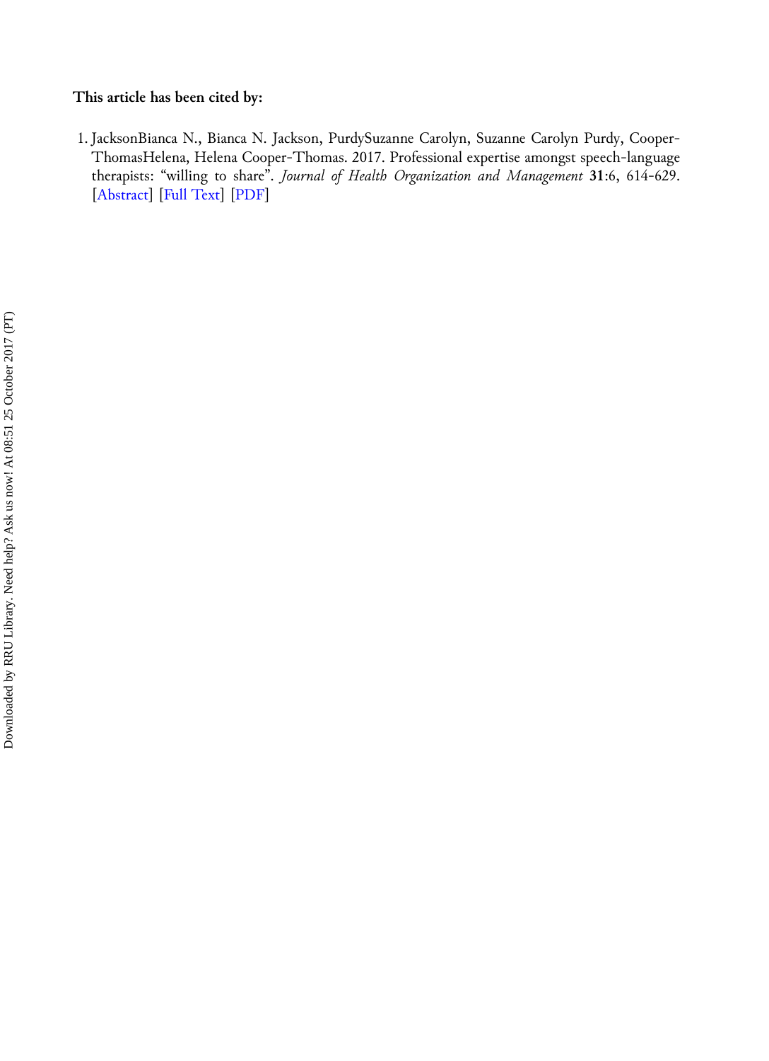**This article has been cited by:**

1. JacksonBianca N., Bianca N. Jackson, PurdySuzanne Carolyn, Suzanne Carolyn Purdy, Cooper-ThomasHelena, Helena Cooper-Thomas. 2017. Professional expertise amongst speech-language therapists: "willing to share". *Journal of Health Organization and Management* **31**:6, 614-629. [Abstract] [Full Text] [PDF]